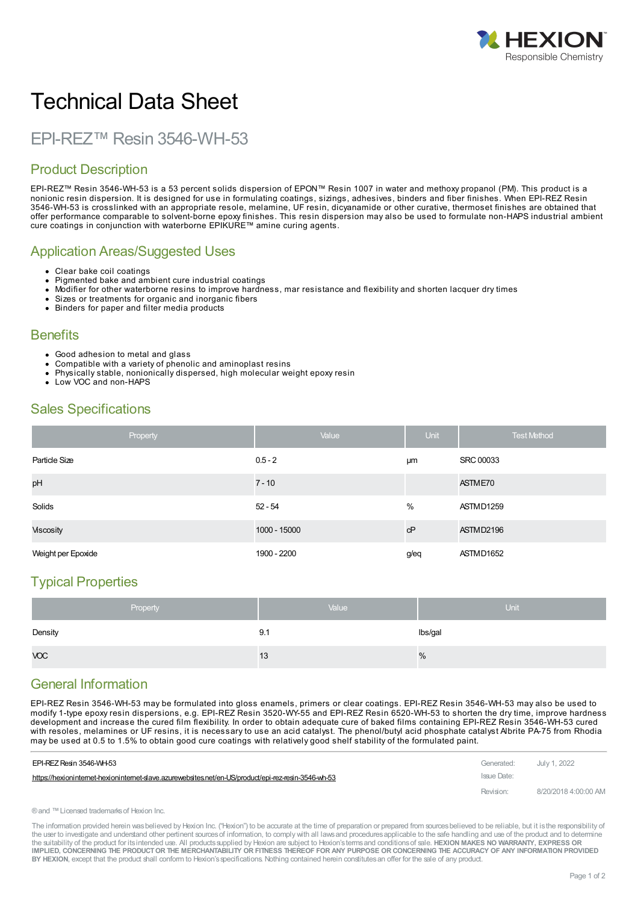HEXION
Responsible Chemistry

# Technical Data Sheet

## EPI-REZ™ Resin 3546-WH-53

## Product Description

EPI-REZ™ Resin 3546-WH-53 is a 53 percent solids dispersion of EPON™ Resin 1007 in water and methoxy propanol (PM). This product is a nonionic resin dispersion. It is designed for use in formulating coatings, sizings, adhesives, binders and fiber finishes. When EPI-REZ Resin 3546-WH-53 is crosslinked with an appropriate resole, melamine, UF resin, dicyanamide or other curative, thermoset finishes are obtained that offer performance comparable to solvent-borne epoxy finishes. This resin dispersion may also be used to formulate non-HAPS industrial ambient cure coatings in conjunction with waterborne EPIKURE™ amine curing agents.

## Application Areas/Suggested Uses

- Clear bake coil coatings
- Pigmented bake and ambient cure industrial coatings
- Modifier for other waterborne resins to improve hardness, mar resistance and flexibility and shorten lacquer dry times
- Sizes or treatments for organic and inorganic fibers
- Binders for paper and filter media products

## Benefits

- Good adhesion to metal and glass
- Compatible with a variety of phenolic and aminoplast resins
- Physically stable, nonionically dispersed, high molecular weight epoxy resin
- Low VOC and non-HAPS

## Sales Specifications

| Property | Value | Unit | Test Method |
|---|---|---|---|
| Particle Size | 0.5 - 2 | µm | SRC 00033 |
| pH | 7 - 10 | | ASTM E70 |
| Solids | 52 - 54 | % | ASTM D1259 |
| Viscosity | 1000 - 15000 | cP | ASTM D2196 |
| Weight per Epoxide | 1900 - 2200 | g/eq | ASTM D1652 |

## Typical Properties

| Property | Value | Unit |
|---|---|---|
| Density | 9.1 | lbs/gal |
| VOC | 13 | % |

## General Information

EPI-REZ Resin 3546-WH-53 may be formulated into gloss enamels, primers or clear coatings. EPI-REZ Resin 3546-WH-53 may also be used to modify 1-type epoxy resin dispersions, e.g. EPI-REZ Resin 3520-WY-55 and EPI-REZ Resin 6520-WH-53 to shorten the dry time, improve hardness development and increase the cured film flexibility. In order to obtain adequate cure of baked films containing EPI-REZ Resin 3546-WH-53 cured with resoles, melamines or UF resins, it is necessary to use an acid catalyst. The phenol/butyl acid phosphate catalyst Albrite PA-75 from Rhodia may be used at 0.5 to 1.5% to obtain good cure coatings with relatively good shelf stability of the formulated paint.

EPI-REZ Resin 3546-WH-53
https://hexioninternet-hexioninternet-slave.azurewebsites.net/en-US/product/epi-rez-resin-3546-wh-53

Generated: July 1, 2022
Issue Date:
Revision: 8/20/2018 4:00:00 AM

® and ™ Licensed trademarks of Hexion Inc.

The information provided herein was believed by Hexion Inc. ("Hexion") to be accurate at the time of preparation or prepared from sources believed to be reliable, but it is the responsibility of the user to investigate and understand other pertinent sources of information, to comply with all laws and procedures applicable to the safe handling and use of the product and to determine the suitability of the product for its intended use. All products supplied by Hexion are subject to Hexion's terms and conditions of sale. **HEXION MAKES NO WARRANTY, EXPRESS OR IMPLIED, CONCERNING THE PRODUCT OR THE MERCHANTABILITY OR FITNESS THEREOF FOR ANY PURPOSE OR CONCERNING THE ACCURACY OF ANY INFORMATION PROVIDED BY HEXION**, except that the product shall conform to Hexion's specifications. Nothing contained herein constitutes an offer for the sale of any product.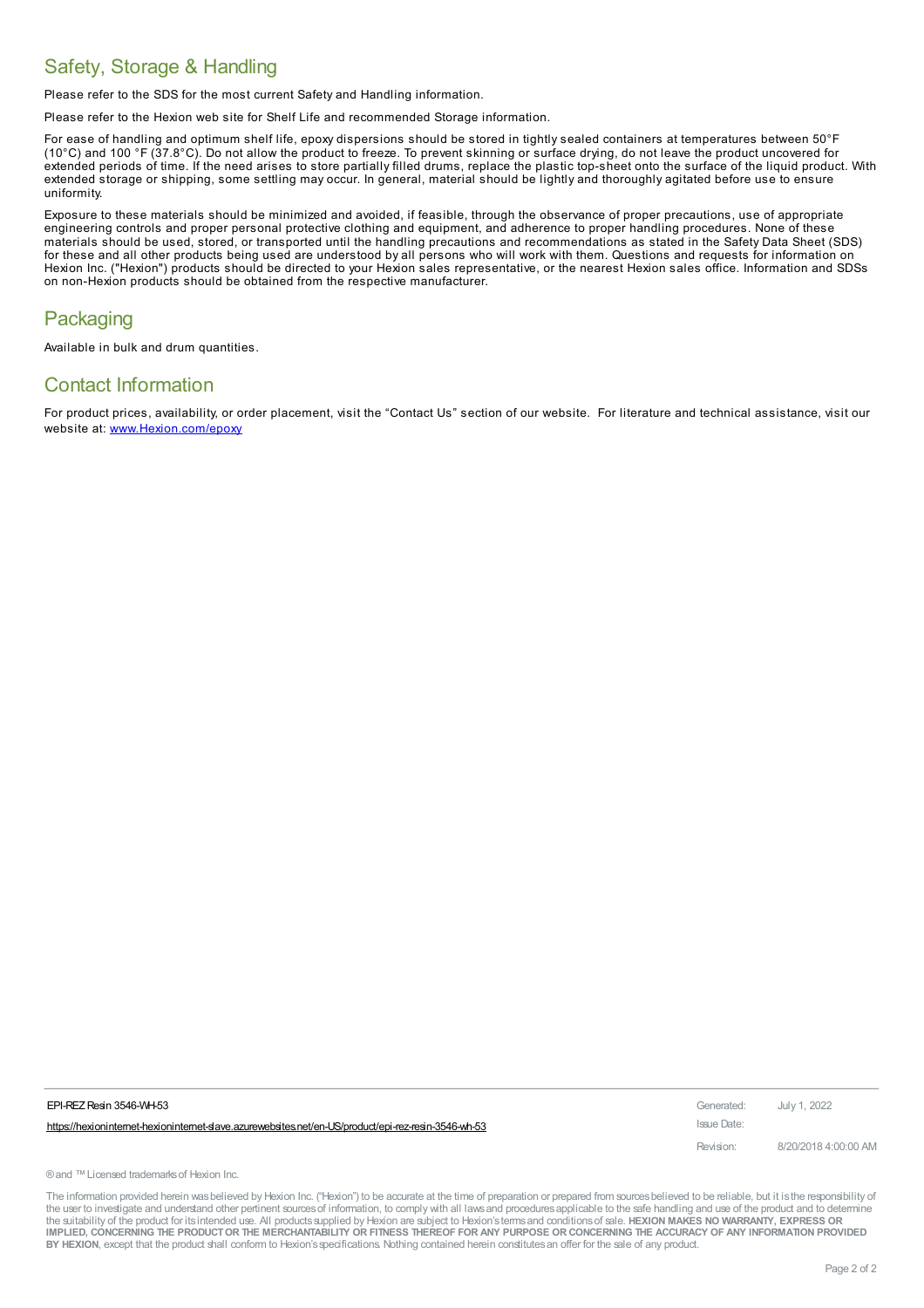## Safety, Storage & Handling

Please refer to the SDS for the most current Safety and Handling information.

Please refer to the Hexion web site for Shelf Life and recommended Storage information.

For ease of handling and optimum shelf life, epoxy dispersions should be stored in tightly sealed containers at temperatures between 50°F (10°C) and 100 °F (37.8°C). Do not allow the product to freeze. To prevent skinning or surface drying, do not leave the product uncovered for extended periods of time. If the need arises to store partially filled drums, replace the plastic top-sheet onto the surface of the liquid product. With extended storage or shipping, some settling may occur. In general, material should be lightly and thoroughly agitated before use to ensure uniformity.

Exposure to these materials should be minimized and avoided, if feasible, through the observance of proper precautions, use of appropriate engineering controls and proper personal protective clothing and equipment, and adherence to proper handling procedures. None of these materials should be used, stored, or transported until the handling precautions and recommendations as stated in the Safety Data Sheet (SDS) for these and all other products being used are understood by all persons who will work with them. Questions and requests for information on Hexion Inc. ("Hexion") products should be directed to your Hexion sales representative, or the nearest Hexion sales office. Information and SDSs on non-Hexion products should be obtained from the respective manufacturer.

## Packaging

Available in bulk and drum quantities.

## Contact Information

For product prices, availability, or order placement, visit the "Contact Us" section of our website. For literature and technical assistance, visit our website at: [www.Hexion.com/epoxy](http://www.Hexion.com/epoxy)